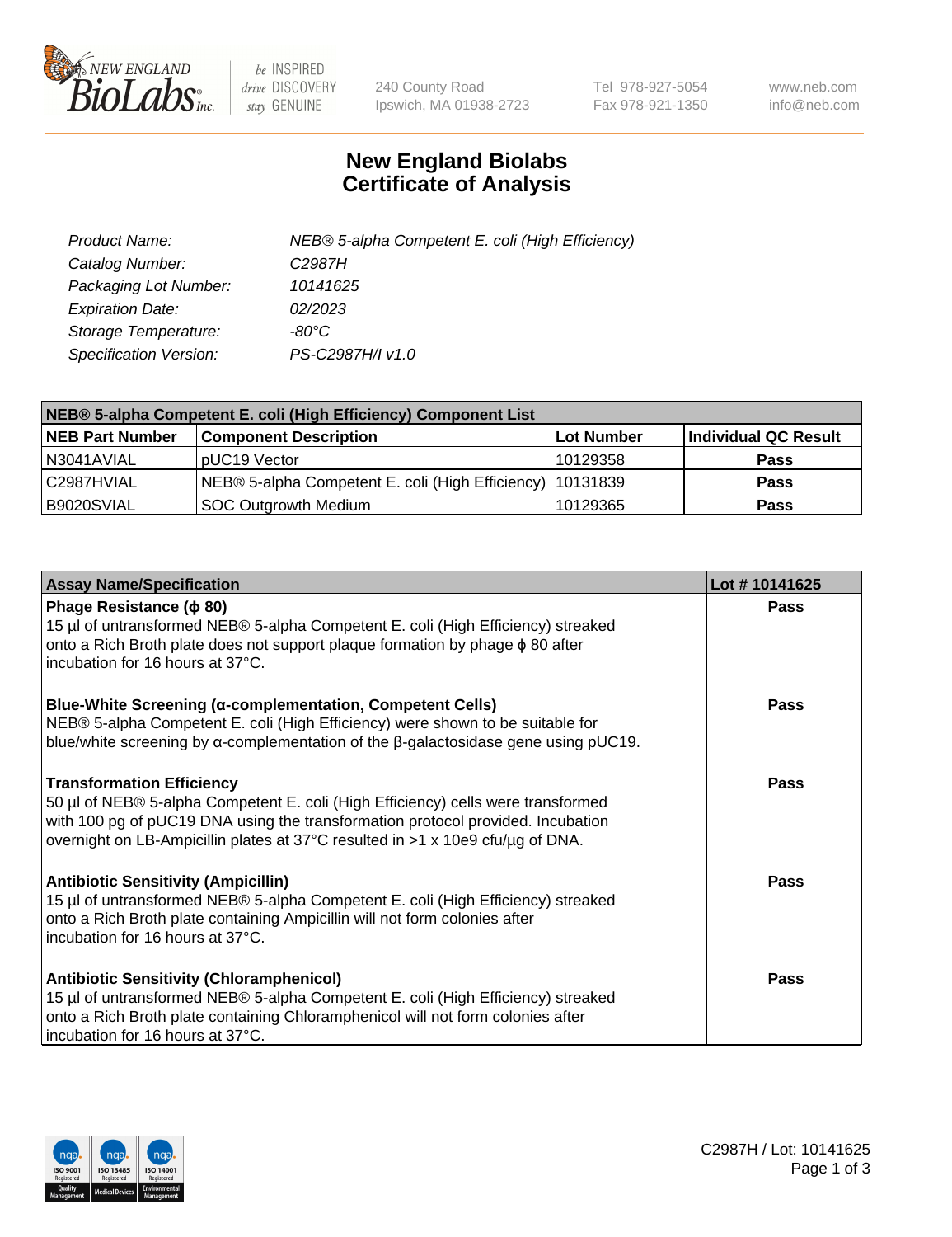# New England Biolabs Certificate of Analysis

| | |
|---|---|
| *Product Name:* | *NEB® 5-alpha Competent E. coli (High Efficiency)* |
| *Catalog Number:* | *C2987H* |
| *Packaging Lot Number:* | *10141625* |
| *Expiration Date:* | *02/2023* |
| *Storage Temperature:* | *-80°C* |
| *Specification Version:* | *PS-C2987H/I v1.0* |

| NEB® 5-alpha Competent E. coli (High Efficiency) Component List | | | |
|---|---|---|---|
| **NEB Part Number** | **Component Description** | **Lot Number** | **Individual QC Result** |
| N3041AVIAL | pUC19 Vector | 10129358 | **Pass** |
| C2987HVIAL | NEB® 5-alpha Competent E. coli (High Efficiency) | 10131839 | **Pass** |
| B9020SVIAL | SOC Outgrowth Medium | 10129365 | **Pass** |

| Assay Name/Specification | Lot # 10141625 |
|---|---|
| **Phage Resistance (ϕ 80)**<br>15 µl of untransformed NEB® 5-alpha Competent E. coli (High Efficiency) streaked onto a Rich Broth plate does not support plaque formation by phage ϕ 80 after incubation for 16 hours at 37°C. | **Pass** |
| **Blue-White Screening (α-complementation, Competent Cells)**<br>NEB® 5-alpha Competent E. coli (High Efficiency) were shown to be suitable for blue/white screening by α-complementation of the β-galactosidase gene using pUC19. | **Pass** |
| **Transformation Efficiency**<br>50 µl of NEB® 5-alpha Competent E. coli (High Efficiency) cells were transformed with 100 pg of pUC19 DNA using the transformation protocol provided. Incubation overnight on LB-Ampicillin plates at 37°C resulted in >1 x 10e9 cfu/µg of DNA. | **Pass** |
| **Antibiotic Sensitivity (Ampicillin)**<br>15 µl of untransformed NEB® 5-alpha Competent E. coli (High Efficiency) streaked onto a Rich Broth plate containing Ampicillin will not form colonies after incubation for 16 hours at 37°C. | **Pass** |
| **Antibiotic Sensitivity (Chloramphenicol)**<br>15 µl of untransformed NEB® 5-alpha Competent E. coli (High Efficiency) streaked onto a Rich Broth plate containing Chloramphenicol will not form colonies after incubation for 16 hours at 37°C. | **Pass** |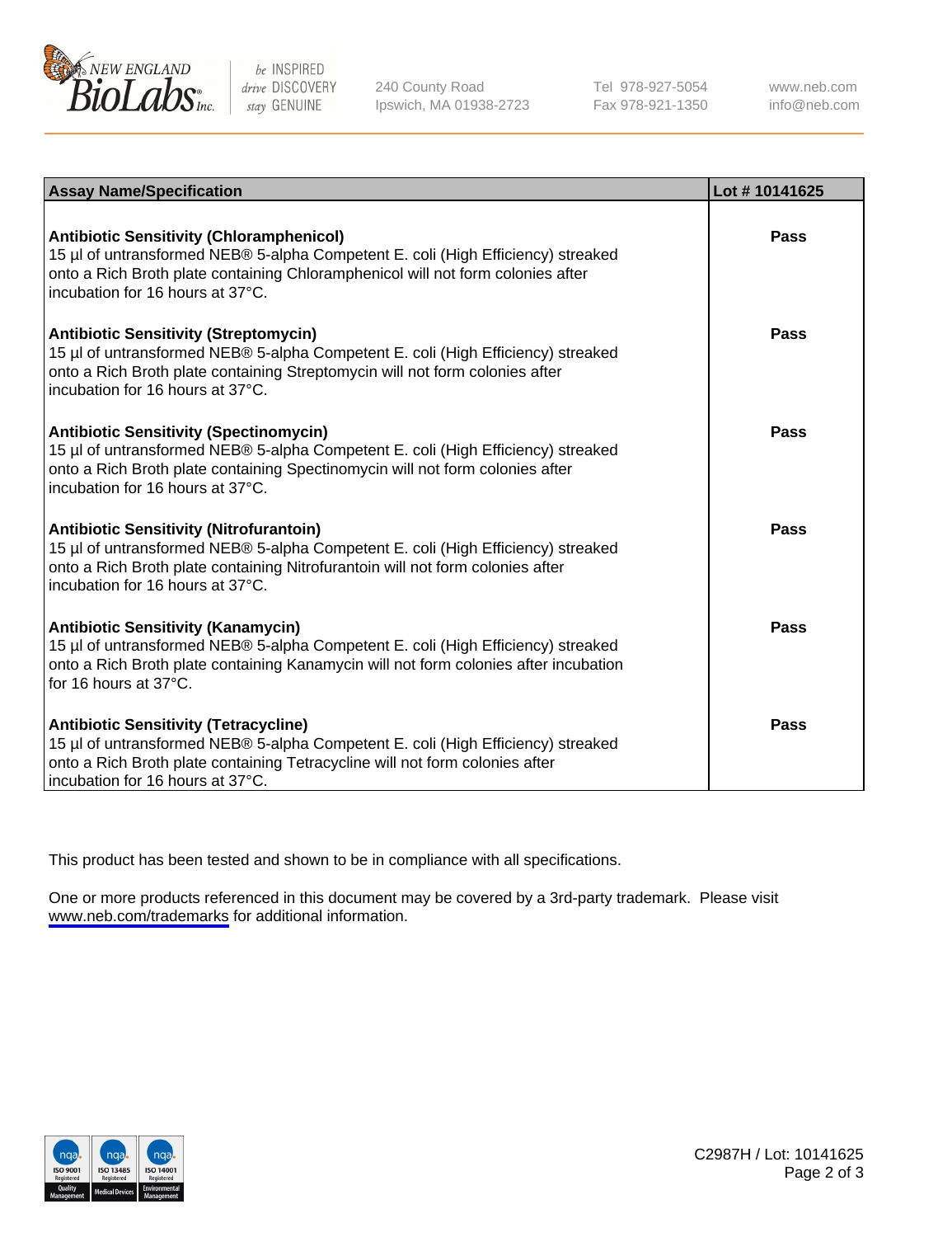| Assay Name/Specification | Lot # 10141625 |
| --- | --- |
| **Antibiotic Sensitivity (Chloramphenicol)**<br>15 µl of untransformed NEB® 5-alpha Competent E. coli (High Efficiency) streaked onto a Rich Broth plate containing Chloramphenicol will not form colonies after incubation for 16 hours at 37°C. | **Pass** |
| **Antibiotic Sensitivity (Streptomycin)**<br>15 µl of untransformed NEB® 5-alpha Competent E. coli (High Efficiency) streaked onto a Rich Broth plate containing Streptomycin will not form colonies after incubation for 16 hours at 37°C. | **Pass** |
| **Antibiotic Sensitivity (Spectinomycin)**<br>15 µl of untransformed NEB® 5-alpha Competent E. coli (High Efficiency) streaked onto a Rich Broth plate containing Spectinomycin will not form colonies after incubation for 16 hours at 37°C. | **Pass** |
| **Antibiotic Sensitivity (Nitrofurantoin)**<br>15 µl of untransformed NEB® 5-alpha Competent E. coli (High Efficiency) streaked onto a Rich Broth plate containing Nitrofurantoin will not form colonies after incubation for 16 hours at 37°C. | **Pass** |
| **Antibiotic Sensitivity (Kanamycin)**<br>15 µl of untransformed NEB® 5-alpha Competent E. coli (High Efficiency) streaked onto a Rich Broth plate containing Kanamycin will not form colonies after incubation for 16 hours at 37°C. | **Pass** |
| **Antibiotic Sensitivity (Tetracycline)**<br>15 µl of untransformed NEB® 5-alpha Competent E. coli (High Efficiency) streaked onto a Rich Broth plate containing Tetracycline will not form colonies after incubation for 16 hours at 37°C. | **Pass** |

This product has been tested and shown to be in compliance with all specifications.

One or more products referenced in this document may be covered by a 3rd-party trademark. Please visit www.neb.com/trademarks for additional information.

C2987H / Lot: 10141625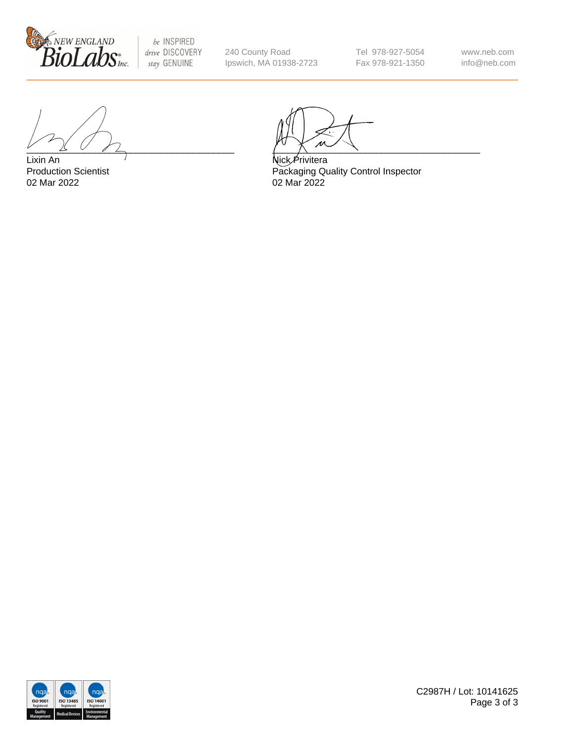Lixin An
Production Scientist
02 Mar 2022

Nick Privitera
Packaging Quality Control Inspector
02 Mar 2022

C2987H / Lot: 10141625